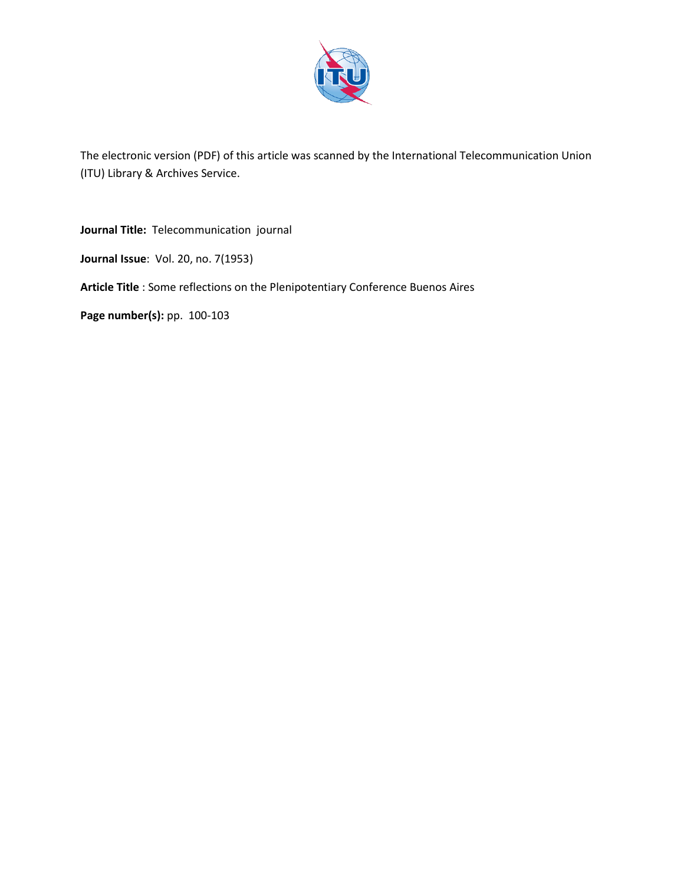The electronic version (PDF) of this article was scanned by the International Telecommunication Union (ITU) Library & Archives Service.

**Journal Title:** Telecommunication journal

**Journal Issue**: Vol. 20, no. 7(1953)

**Article Title** : Some reflections on the Plenipotentiary Conference Buenos Aires

**Page number(s):** pp. 100-103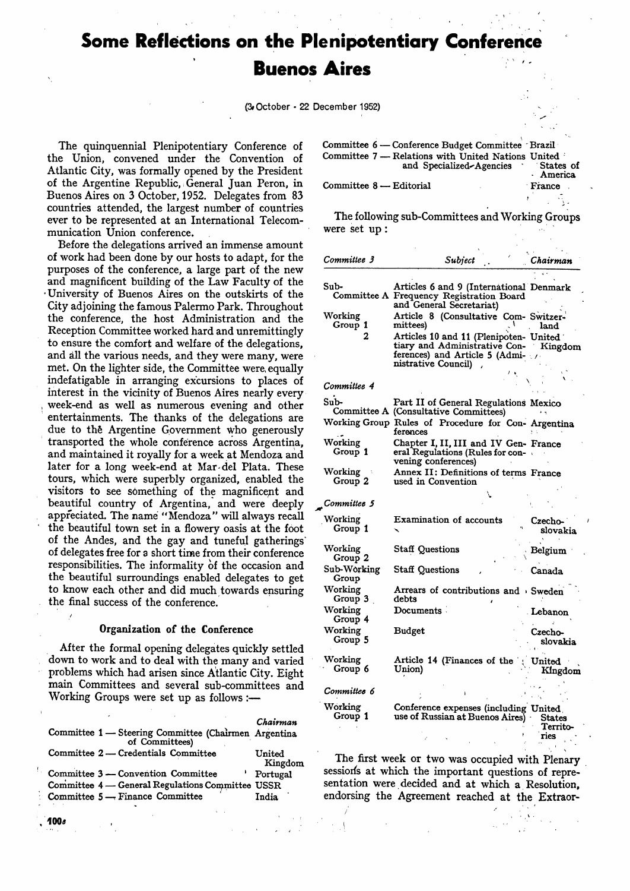# Some Reflections on the Plenipotentiary Conference Buenos Aires

(3 October - 22 December 1952)

The quinquennial Plenipotentiary Conference of the Union, convened under the Convention of Atlantic City, was formally opened by the President of the Argentine Republic, General Juan Peron, in Buenos Aires on 3 October, 1952. Delegates from 83 countries attended, the largest number of countries ever to be represented at an International Telecommunication Union conference.

Before the delegations arrived an immense amount of work had been done by our hosts to adapt, for the purposes of the conference, a large part of the new and magnificent building of the Law Faculty of the University of Buenos Aires on the outskirts of the City adjoining the famous Palermo Park. Throughout the conference, the host Administration and the Reception Committee worked hard and unremittingly to ensure the comfort and welfare of the delegations, and all the various needs, and they were many, were met. On the lighter side, the Committee were equally indefatigable in arranging excursions to places of interest in the vicinity of Buenos Aires nearly every week-end as well as numerous evening and other entertainments. The thanks of the delegations are due to the Argentine Government who generously transported the whole conference across Argentina, and maintained it royally for a week at Mendoza and later for a long week-end at Mar del Plata. These tours, which were superbly organized, enabled the visitors to see something of the magnificent and beautiful country of Argentina, and were deeply appreciated. The name "Mendoza" will always recall the beautiful town set in a flowery oasis at the foot of the Andes, and the gay and tuneful gatherings of delegates free for a short time from their conference responsibilities. The informality of the occasion and the beautiful surroundings enabled delegates to get to know each other and did much towards ensuring the final success of the conference.

### Organization of the Conference

After the formal opening delegates quickly settled down to work and to deal with the many and varied problems which had arisen since Atlantic City. Eight main Committees and several sub-committees and Working Groups were set up as follows :—

| Committee | | Chairman |
|---|---|---|
| Committee 1 | Steering Committee (Chairmen of Committees) | Argentina |
| Committee 2 | Credentials Committee | United Kingdom |
| Committee 3 | Convention Committee | Portugal |
| Committee 4 | General Regulations Committee | USSR |
| Committee 5 | Finance Committee | India |
| Committee 6 | Conference Budget Committee | Brazil |
| Committee 7 | Relations with United Nations and Specialized Agencies | United States of America |
| Committee 8 | Editorial | France |

The following sub-Committees and Working Groups were set up :

| *Committee 3* | *Subject* | *Chairman* |
|---|---|---|
| Sub-Committee A | Articles 6 and 9 (International Frequency Registration Board and General Secretariat) | Denmark |
| Working Group 1 | Article 8 (Consultative Committees) | Switzerland |
| Working Group 2 | Articles 10 and 11 (Plenipotentiary and Administrative Conferences) and Article 5 (Administrative Council) | United Kingdom |
| *Committee 4* | | |
| Sub-Committee A | Part II of General Regulations (Consultative Committees) | Mexico |
| Working Group | Rules of Procedure for Conferences | Argentina |
| Working Group 1 | Chapter I, II, III and IV General Regulations (Rules for convening conferences) | France |
| Working Group 2 | Annex II: Definitions of terms used in Convention | France |
| *Committee 5* | | |
| Working Group 1 | Examination of accounts | Czechoslovakia |
| Working Group 2 | Staff Questions | Belgium |
| Sub-Working Group | Staff Questions | Canada |
| Working Group 3 | Arrears of contributions and debts | Sweden |
| Working Group 4 | Documents | Lebanon |
| Working Group 5 | Budget | Czechoslovakia |
| Working Group 6 | Article 14 (Finances of the Union) | United Kingdom |
| *Committee 6* | | |
| Working Group 1 | Conference expenses (including use of Russian at Buenos Aires) | United States Territories |

The first week or two was occupied with Plenary sessions at which the important questions of representation were decided and at which a Resolution, endorsing the Agreement reached at the Extraor-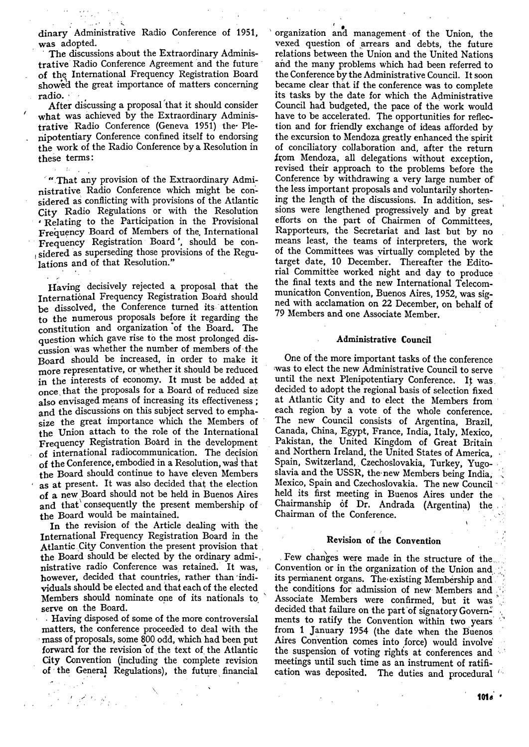dinary Administrative Radio Conference of 1951, was adopted.

The discussions about the Extraordinary Administrative Radio Conference Agreement and the future of the International Frequency Registration Board showed the great importance of matters concerning radio.

After discussing a proposal that it should consider what was achieved by the Extraordinary Administrative Radio Conference (Geneva 1951) the Plenipotentiary Conference confined itself to endorsing the work of the Radio Conference by a Resolution in these terms:

"That any provision of the Extraordinary Administrative Radio Conference which might be considered as conflicting with provisions of the Atlantic City Radio Regulations or with the Resolution 'Relating to the Participation in the Provisional Frequency Board of Members of the International Frequency Registration Board', should be considered as superseding those provisions of the Regulations and of that Resolution."

Having decisively rejected a proposal that the International Frequency Registration Board should be dissolved, the Conference turned its attention to the numerous proposals before it regarding the constitution and organization of the Board. The question which gave rise to the most prolonged discussion was whether the number of members of the Board should be increased, in order to make it more representative, or whether it should be reduced in the interests of economy. It must be added at once that the proposals for a Board of reduced size also envisaged means of increasing its effectiveness; and the discussions on this subject served to emphasize the great importance which the Members of the Union attach to the role of the International Frequency Registration Board in the development of international radiocommunication. The decision of the Conference, embodied in a Resolution, was that the Board should continue to have eleven Members as at present. It was also decided that the election of a new Board should not be held in Buenos Aires and that consequently the present membership of the Board would be maintained.

In the revision of the Article dealing with the International Frequency Registration Board in the Atlantic City Convention the present provision that the Board should be elected by the ordinary administrative radio conference was retained. It was, however, decided that countries, rather than individuals should be elected and that each of the elected Members should nominate one of its nationals to serve on the Board.

Having disposed of some of the more controversial matters, the conference proceeded to deal with the mass of proposals, some 800 odd, which had been put forward for the revision of the text of the Atlantic City Convention (including the complete revision of the General Regulations), the future financial organization and management of the Union, the vexed question of arrears and debts, the future relations between the Union and the United Nations and the many problems which had been referred to the Conference by the Administrative Council. It soon became clear that if the conference was to complete its tasks by the date for which the Administrative Council had budgeted, the pace of the work would have to be accelerated. The opportunities for reflection and for friendly exchange of ideas afforded by the excursion to Mendoza greatly enhanced the spirit of conciliatory collaboration and, after the return from Mendoza, all delegations without exception, revised their approach to the problems before the Conference by withdrawing a very large number of the less important proposals and voluntarily shortening the length of the discussions. In addition, sessions were lengthened progressively and by great efforts on the part of Chairmen of Committees, Rapporteurs, the Secretariat and last but by no means least, the teams of interpreters, the work of the Committees was virtually completed by the target date, 10 December. Thereafter the Editorial Committee worked night and day to produce the final texts and the new International Telecommunication Convention, Buenos Aires, 1952, was signed with acclamation on 22 December, on behalf of 79 Members and one Associate Member.

### Administrative Council

One of the more important tasks of the conference was to elect the new Administrative Council to serve until the next Plenipotentiary Conference. It was decided to adopt the regional basis of selection fixed at Atlantic City and to elect the Members from each region by a vote of the whole conference. The new Council consists of Argentina, Brazil, Canada, China, Egypt, France, India, Italy, Mexico, Pakistan, the United Kingdom of Great Britain and Northern Ireland, the United States of America, Spain, Switzerland, Czechoslovakia, Turkey, Yugoslavia and the USSR, the new Members being India, Mexico, Spain and Czechoslovakia. The new Council held its first meeting in Buenos Aires under the Chairmanship of Dr. Andrada (Argentina) the Chairman of the Conference.

### Revision of the Convention

Few changes were made in the structure of the Convention or in the organization of the Union and its permanent organs. The existing Membership and the conditions for admission of new Members and Associate Members were confirmed, but it was decided that failure on the part of signatory Governments to ratify the Convention within two years from 1 January 1954 (the date when the Buenos Aires Convention comes into force) would involve the suspension of voting rights at conferences and meetings until such time as an instrument of ratification was deposited. The duties and procedural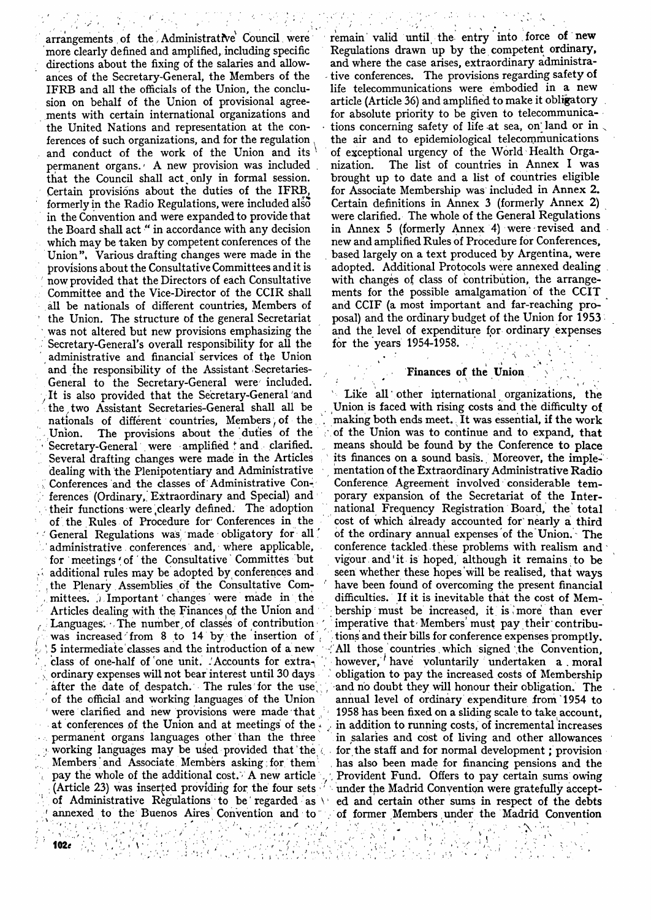arrangements of the Administrative Council were more clearly defined and amplified, including specific directions about the fixing of the salaries and allowances of the Secretary-General, the Members of the IFRB and all the officials of the Union, the conclusion on behalf of the Union of provisional agreements with certain international organizations and the United Nations and representation at the conferences of such organizations, and for the regulation and conduct of the work of the Union and its permanent organs. A new provision was included that the Council shall act only in formal session. Certain provisions about the duties of the IFRB, formerly in the Radio Regulations, were included also in the Convention and were expanded to provide that the Board shall act " in accordance with any decision which may be taken by competent conferences of the Union ". Various drafting changes were made in the provisions about the Consultative Committees and it is now provided that the Directors of each Consultative Committee and the Vice-Director of the CCIR shall all be nationals of different countries, Members of the Union. The structure of the general Secretariat was not altered but new provisions emphasizing the Secretary-General's overall responsibility for all the administrative and financial services of the Union and the responsibility of the Assistant Secretaries-General to the Secretary-General were included. It is also provided that the Secretary-General and the two Assistant Secretaries-General shall all be nationals of different countries, Members of the Union. The provisions about the duties of the Secretary-General were amplified and clarified. Several drafting changes were made in the Articles dealing with the Plenipotentiary and Administrative Conferences and the classes of Administrative Conferences (Ordinary, Extraordinary and Special) and their functions were clearly defined. The adoption of the Rules of Procedure for Conferences in the General Regulations was made obligatory for all administrative conferences and, where applicable, for meetings of the Consultative Committes but additional rules may be adopted by conferences and the Plenary Assemblies of the Consultative Committees. Important changes were made in the Articles dealing with the Finances of the Union and Languages. The number of classes of contribution was increased from 8 to 14 by the insertion of 5 intermediate classes and the introduction of a new class of one-half of one unit. Accounts for extraordinary expenses will not bear interest until 30 days after the date of despatch. The rules for the use of the official and working languages of the Union were clarified and new provisions were made that at conferences of the Union and at meetings of the permanent organs languages other than the three working languages may be used provided that the Members and Associate Members asking for them pay the whole of the additional cost. A new article (Article 23) was inserted providing for the four sets of Administrative Regulations to be regarded as annexed to the Buenos Aires Convention and to remain valid until the entry into force of new Regulations drawn up by the competent ordinary, and where the case arises, extraordinary administrative conferences. The provisions regarding safety of life telecommunications were embodied in a new article (Article 36) and amplified to make it obligatory for absolute priority to be given to telecommunications concerning safety of life at sea, on land or in the air and to epidemiological telecommunications of exceptional urgency of the World Health Organization. The list of countries in Annex I was brought up to date and a list of countries eligible for Associate Membership was included in Annex 2. Certain definitions in Annex 3 (formerly Annex 2) were clarified. The whole of the General Regulations in Annex 5 (formerly Annex 4) were revised and new and amplified Rules of Procedure for Conferences, based largely on a text produced by Argentina, were adopted. Additional Protocols were annexed dealing with changes of class of contribution, the arrangements for the possible amalgamation of the CCIT and CCIF (a most important and far-reaching proposal) and the ordinary budget of the Union for 1953 and the level of expenditure for ordinary expenses for the years 1954-1958.

### Finances of the Union

Like all other international organizations, the Union is faced with rising costs and the difficulty of making both ends meet. It was essential, if the work of the Union was to continue and to expand, that means should be found by the Conference to place its finances on a sound basis. Moreover, the implementation of the Extraordinary Administrative Radio Conference Agreement involved considerable temporary expansion of the Secretariat of the International Frequency Registration Board, the total cost of which already accounted for nearly a third of the ordinary annual expenses of the Union. The conference tackled these problems with realism and vigour and it is hoped, although it remains to be seen whether these hopes will be realised, that ways have been found of overcoming the present financial difficulties. If it is inevitable that the cost of Membership must be increased, it is more than ever imperative that Members must pay their contributions and their bills for conference expenses promptly. All those countries which signed the Convention, however, have voluntarily undertaken a moral obligation to pay the increased costs of Membership and no doubt they will honour their obligation. The annual level of ordinary expenditure from 1954 to 1958 has been fixed on a sliding scale to take account, in addition to running costs, of incremental increases in salaries and cost of living and other allowances for the staff and for normal development; provision has also been made for financing pensions and the Provident Fund. Offers to pay certain sums owing under the Madrid Convention were gratefully accepted and certain other sums in respect of the debts of former Members under the Madrid Convention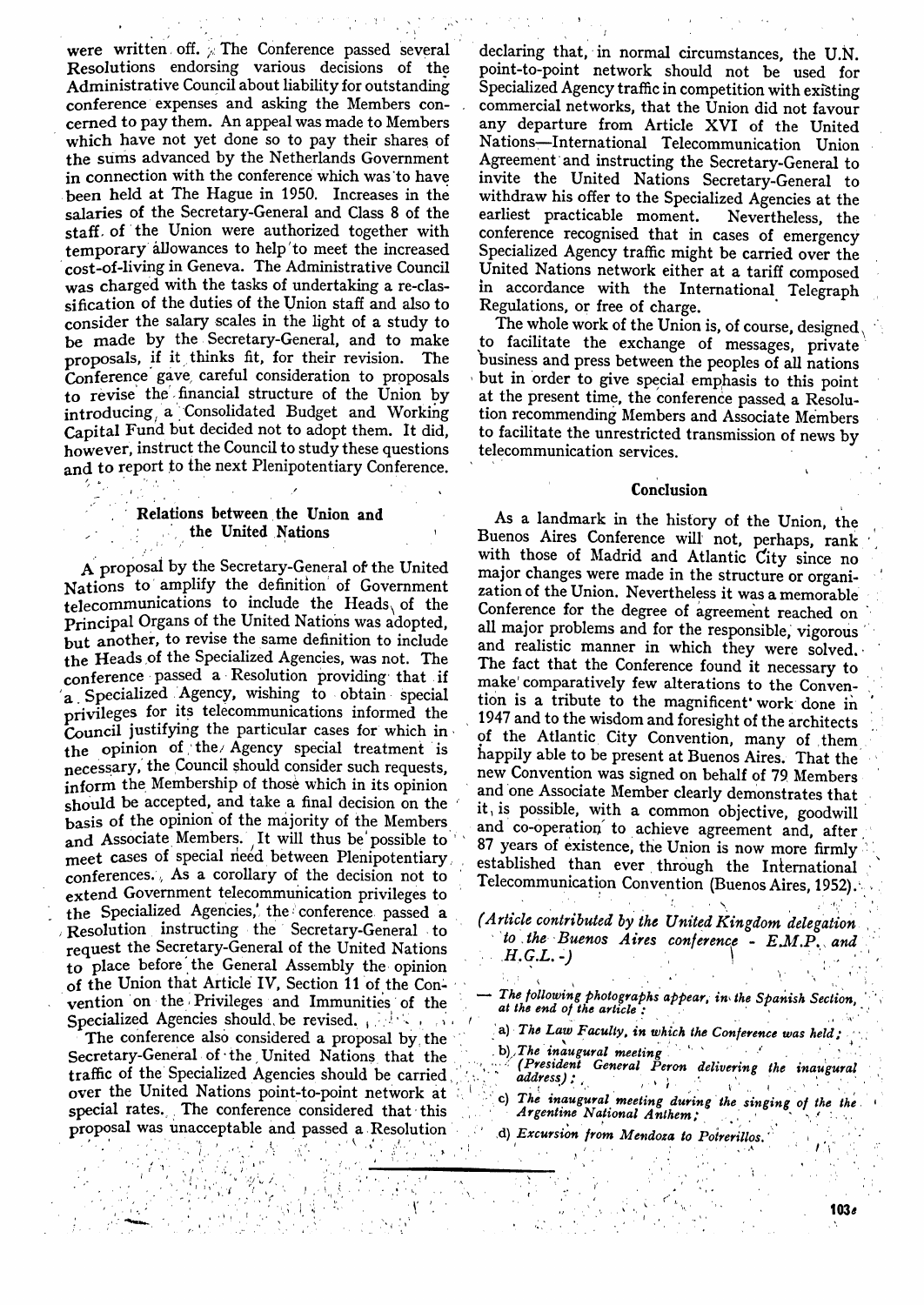were written off. The Conference passed several Resolutions endorsing various decisions of the Administrative Council about liability for outstanding conference expenses and asking the Members concerned to pay them. An appeal was made to Members which have not yet done so to pay their shares of the sums advanced by the Netherlands Government in connection with the conference which was to have been held at The Hague in 1950. Increases in the salaries of the Secretary-General and Class 8 of the staff of the Union were authorized together with temporary allowances to help to meet the increased cost-of-living in Geneva. The Administrative Council was charged with the tasks of undertaking a re-classification of the duties of the Union staff and also to consider the salary scales in the light of a study to be made by the Secretary-General, and to make proposals, if it thinks fit, for their revision. The Conference gave careful consideration to proposals to revise the financial structure of the Union by introducing a Consolidated Budget and Working Capital Fund but decided not to adopt them. It did, however, instruct the Council to study these questions and to report to the next Plenipotentiary Conference.

### Relations between the Union and the United Nations

A proposal by the Secretary-General of the United Nations to amplify the definition of Government telecommunications to include the Heads of the Principal Organs of the United Nations was adopted, but another, to revise the same definition to include the Heads of the Specialized Agencies, was not. The conference passed a Resolution providing that if a Specialized Agency, wishing to obtain special privileges for its telecommunications informed the Council justifying the particular cases for which in the opinion of the Agency special treatment is necessary, the Council should consider such requests, inform the Membership of those which in its opinion should be accepted, and take a final decision on the basis of the opinion of the majority of the Members and Associate Members. It will thus be possible to meet cases of special need between Plenipotentiary conferences. As a corollary of the decision not to extend Government telecommunication privileges to the Specialized Agencies, the conference passed a Resolution instructing the Secretary-General to request the Secretary-General of the United Nations to place before the General Assembly the opinion of the Union that Article IV, Section 11 of the Convention on the Privileges and Immunities of the Specialized Agencies should be revised.

The conference also considered a proposal by the Secretary-General of the United Nations that the traffic of the Specialized Agencies should be carried over the United Nations point-to-point network at special rates. The conference considered that this proposal was unacceptable and passed a Resolution declaring that, in normal circumstances, the U.N. point-to-point network should not be used for Specialized Agency traffic in competition with existing commercial networks, that the Union did not favour any departure from Article XVI of the United Nations—International Telecommunication Union Agreement and instructing the Secretary-General to invite the United Nations Secretary-General to withdraw his offer to the Specialized Agencies at the earliest practicable moment. Nevertheless, the conference recognised that in cases of emergency Specialized Agency traffic might be carried over the United Nations network either at a tariff composed in accordance with the International Telegraph Regulations, or free of charge.

The whole work of the Union is, of course, designed to facilitate the exchange of messages, private business and press between the peoples of all nations but in order to give special emphasis to this point at the present time, the conference passed a Resolution recommending Members and Associate Members to facilitate the unrestricted transmission of news by telecommunication services.

### Conclusion

As a landmark in the history of the Union, the Buenos Aires Conference will not, perhaps, rank with those of Madrid and Atlantic City since no major changes were made in the structure or organization of the Union. Nevertheless it was a memorable Conference for the degree of agreement reached on all major problems and for the responsible, vigorous and realistic manner in which they were solved. The fact that the Conference found it necessary to make comparatively few alterations to the Convention is a tribute to the magnificent work done in 1947 and to the wisdom and foresight of the architects of the Atlantic City Convention, many of them happily able to be present at Buenos Aires. That the new Convention was signed on behalf of 79 Members and one Associate Member clearly demonstrates that it is possible, with a common objective, goodwill and co-operation to achieve agreement and, after 87 years of existence, the Union is now more firmly established than ever through the International Telecommunication Convention (Buenos Aires, 1952).

*(Article contributed by the United Kingdom delegation to the Buenos Aires conference - E.M.P. and H.G.L. -)*

— *The following photographs appear, in the Spanish Section, at the end of the article:*

a) *The Law Faculty, in which the Conference was held;*

b) *The inaugural meeting (President General Peron delivering the inaugural address);*

c) *The inaugural meeting during the singing of the the Argentine National Anthem;*

d) *Excursion from Mendoza to Poirerillos.*